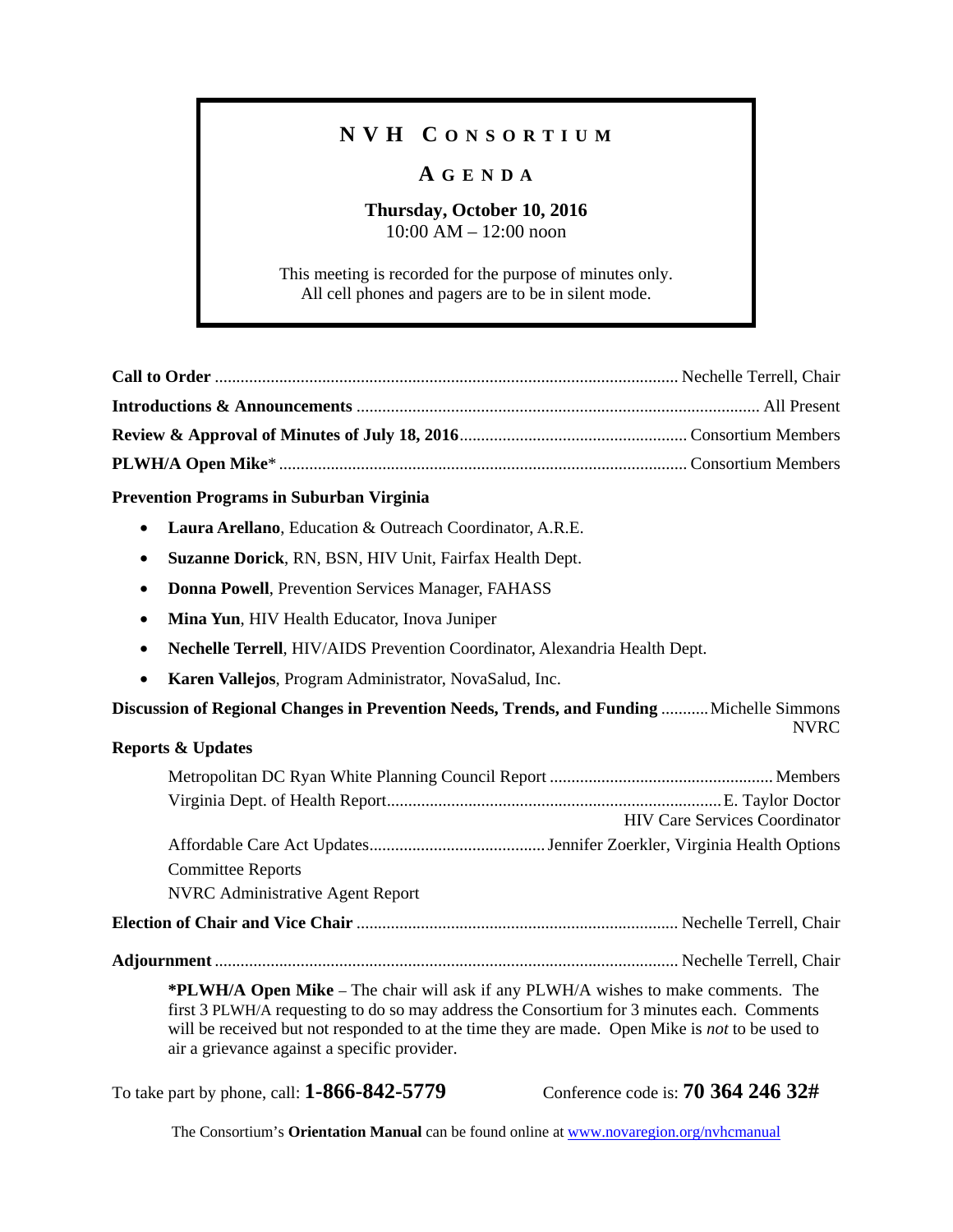# NVH CONSORTIUM

## AGENDA

**Thursday, October 10, 2016**
10:00 AM – 12:00 noon

This meeting is recorded for the purpose of minutes only.
All cell phones and pagers are to be in silent mode.

**Call to Order** .......... Nechelle Terrell, Chair

**Introductions & Announcements** .......... All Present

**Review & Approval of Minutes of July 18, 2016** .......... Consortium Members

**PLWH/A Open Mike*** .......... Consortium Members

**Prevention Programs in Suburban Virginia**

- **Laura Arellano**, Education & Outreach Coordinator, A.R.E.
- **Suzanne Dorick**, RN, BSN, HIV Unit, Fairfax Health Dept.
- **Donna Powell**, Prevention Services Manager, FAHASS
- **Mina Yun**, HIV Health Educator, Inova Juniper
- **Nechelle Terrell**, HIV/AIDS Prevention Coordinator, Alexandria Health Dept.
- **Karen Vallejos**, Program Administrator, NovaSalud, Inc.

**Discussion of Regional Changes in Prevention Needs, Trends, and Funding** .......... Michelle Simmons, NVRC

**Reports & Updates**

Metropolitan DC Ryan White Planning Council Report .......... Members

Virginia Dept. of Health Report .......... E. Taylor Doctor, HIV Care Services Coordinator

Affordable Care Act Updates .......... Jennifer Zoerkler, Virginia Health Options

Committee Reports

NVRC Administrative Agent Report

**Election of Chair and Vice Chair** .......... Nechelle Terrell, Chair

**Adjournment** .......... Nechelle Terrell, Chair

**\*PLWH/A Open Mike** – The chair will ask if any PLWH/A wishes to make comments. The first 3 PLWH/A requesting to do so may address the Consortium for 3 minutes each. Comments will be received but not responded to at the time they are made. Open Mike is *not* to be used to air a grievance against a specific provider.

To take part by phone, call: **1-866-842-5779** Conference code is: **70 364 246 32#**

The Consortium's **Orientation Manual** can be found online at [www.novaregion.org/nvhcmanual](www.novaregion.org/nvhcmanual)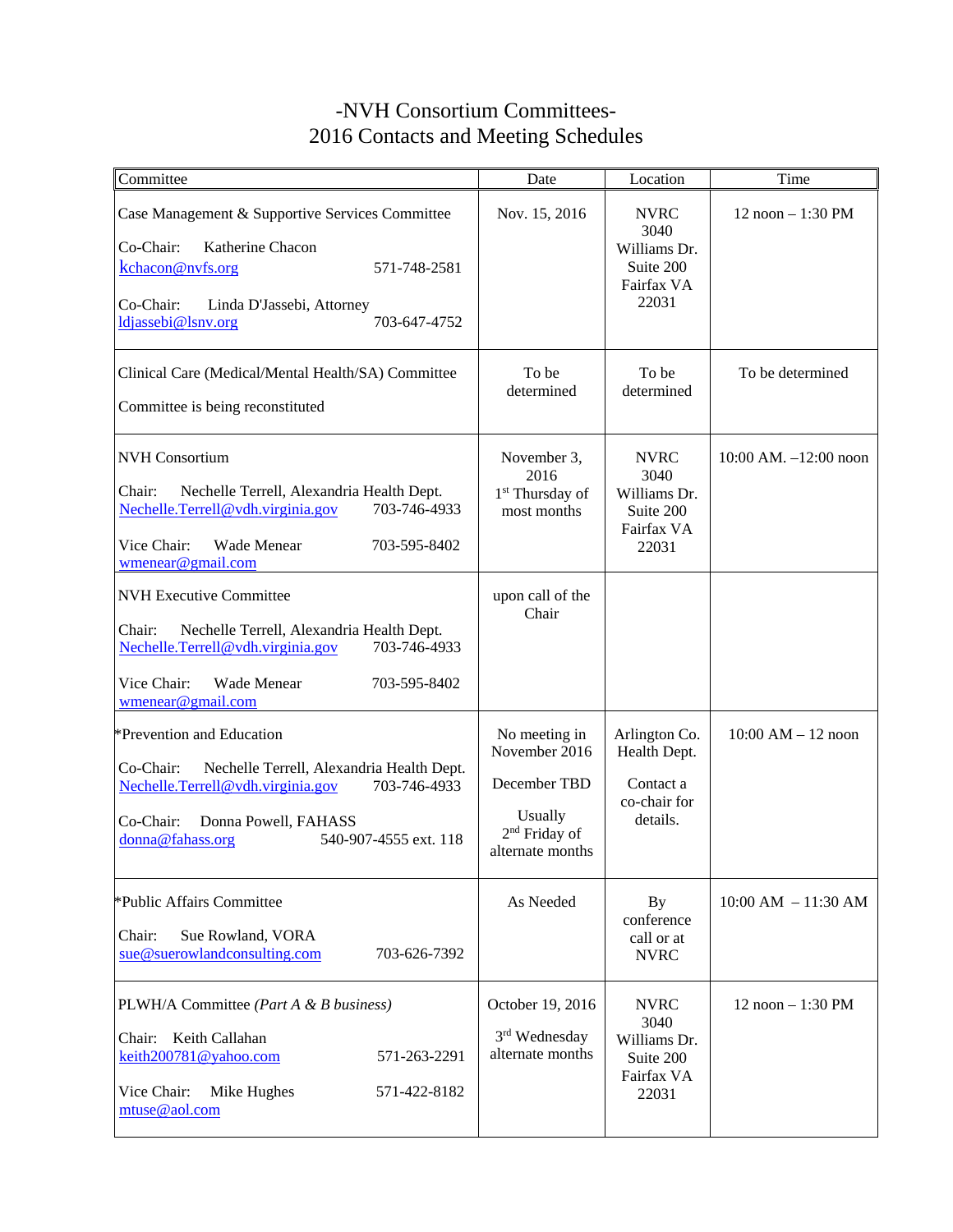# -NVH Consortium Committees-
# 2016 Contacts and Meeting Schedules

| Committee | Date | Location | Time |
|---|---|---|---|
| Case Management & Supportive Services Committee<br><br>Co-Chair: Katherine Chacon<br>kchacon@nvfs.org 571-748-2581<br><br>Co-Chair: Linda D'Jassebi, Attorney<br>ldjassebi@lsnv.org 703-647-4752 | Nov. 15, 2016 | NVRC 3040 Williams Dr. Suite 200 Fairfax VA 22031 | 12 noon – 1:30 PM |
| Clinical Care (Medical/Mental Health/SA) Committee<br><br>Committee is being reconstituted | To be determined | To be determined | To be determined |
| NVH Consortium<br><br>Chair: Nechelle Terrell, Alexandria Health Dept.<br>Nechelle.Terrell@vdh.virginia.gov 703-746-4933<br><br>Vice Chair: Wade Menear 703-595-8402<br>wmenear@gmail.com | November 3, 2016<br>1st Thursday of most months | NVRC 3040 Williams Dr. Suite 200 Fairfax VA 22031 | 10:00 AM. –12:00 noon |
| NVH Executive Committee<br><br>Chair: Nechelle Terrell, Alexandria Health Dept.<br>Nechelle.Terrell@vdh.virginia.gov 703-746-4933<br><br>Vice Chair: Wade Menear 703-595-8402<br>wmenear@gmail.com | upon call of the Chair | | |
| *Prevention and Education<br><br>Co-Chair: Nechelle Terrell, Alexandria Health Dept.<br>Nechelle.Terrell@vdh.virginia.gov 703-746-4933<br><br>Co-Chair: Donna Powell, FAHASS<br>donna@fahass.org 540-907-4555 ext. 118 | No meeting in November 2016<br><br>December TBD<br><br>Usually 2nd Friday of alternate months | Arlington Co. Health Dept.<br><br>Contact a co-chair for details. | 10:00 AM – 12 noon |
| *Public Affairs Committee<br><br>Chair: Sue Rowland, VORA<br>sue@suerowlandconsulting.com 703-626-7392 | As Needed | By conference call or at NVRC | 10:00 AM – 11:30 AM |
| PLWH/A Committee *(Part A & B business)*<br><br>Chair: Keith Callahan<br>keith200781@yahoo.com 571-263-2291<br><br>Vice Chair: Mike Hughes 571-422-8182<br>mtuse@aol.com | October 19, 2016<br><br>3rd Wednesday alternate months | NVRC 3040 Williams Dr. Suite 200 Fairfax VA 22031 | 12 noon – 1:30 PM |